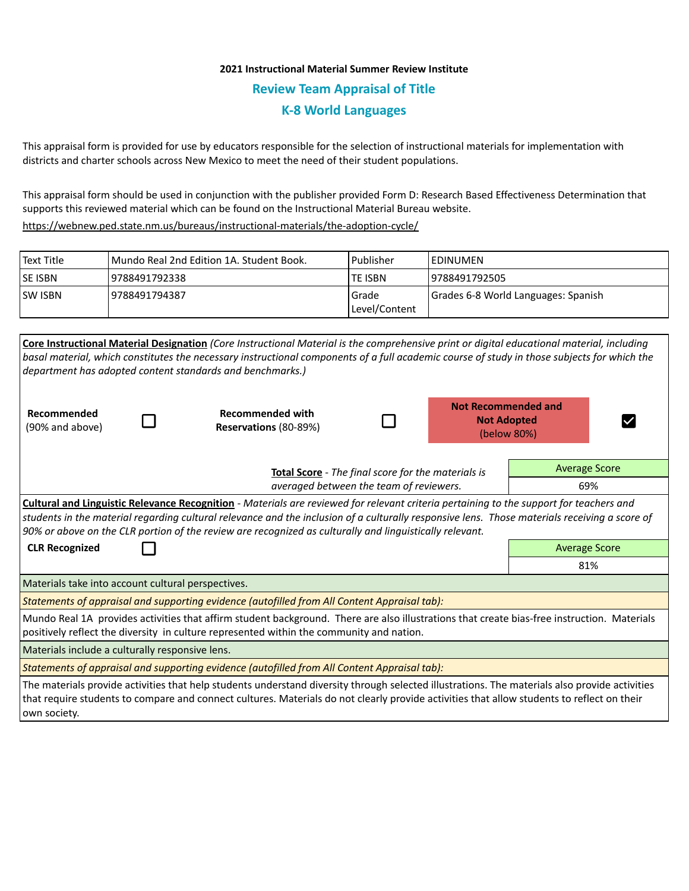**2021 Instructional Material Summer Review Institute**

## Review Team Appraisal of Title

## K-8 World Languages

This appraisal form is provided for use by educators responsible for the selection of instructional materials for implementation with districts and charter schools across New Mexico to meet the need of their student populations.

This appraisal form should be used in conjunction with the publisher provided Form D: Research Based Effectiveness Determination that supports this reviewed material which can be found on the Instructional Material Bureau website.

https://webnew.ped.state.nm.us/bureaus/instructional-materials/the-adoption-cycle/

| Text Title | Mundo Real 2nd Edition 1A. Student Book. | Publisher | EDINUMEN |
|---|---|---|---|
| SE ISBN | 9788491792338 | TE ISBN | 9788491792505 |
| SW ISBN | 9788491794387 | Grade Level/Content | Grades 6-8 World Languages: Spanish |

**Core Instructional Material Designation** *(Core Instructional Material is the comprehensive print or digital educational material, including basal material, which constitutes the necessary instructional components of a full academic course of study in those subjects for which the department has adopted content standards and benchmarks.)*

| **Recommended** (90% and above) | ☐ | **Recommended with Reservations** (80-89%) | ☐ | **Not Recommended and Not Adopted** (below 80%) | ☑ |
|---|---|---|---|---|---|

**Total Score** - *The final score for the materials is averaged between the team of reviewers.*

| Average Score |
|---|
| 69% |

**Cultural and Linguistic Relevance Recognition** - *Materials are reviewed for relevant criteria pertaining to the support for teachers and students in the material regarding cultural relevance and the inclusion of a culturally responsive lens. Those materials receiving a score of 90% or above on the CLR portion of the review are recognized as culturally and linguistically relevant.*

**CLR Recognized** ☐

| Average Score |
|---|
| 81% |

Materials take into account cultural perspectives.

*Statements of appraisal and supporting evidence (autofilled from All Content Appraisal tab):*

Mundo Real 1A provides activities that affirm student background. There are also illustrations that create bias-free instruction. Materials positively reflect the diversity in culture represented within the community and nation.

Materials include a culturally responsive lens.

*Statements of appraisal and supporting evidence (autofilled from All Content Appraisal tab):*

The materials provide activities that help students understand diversity through selected illustrations. The materials also provide activities that require students to compare and connect cultures. Materials do not clearly provide activities that allow students to reflect on their own society.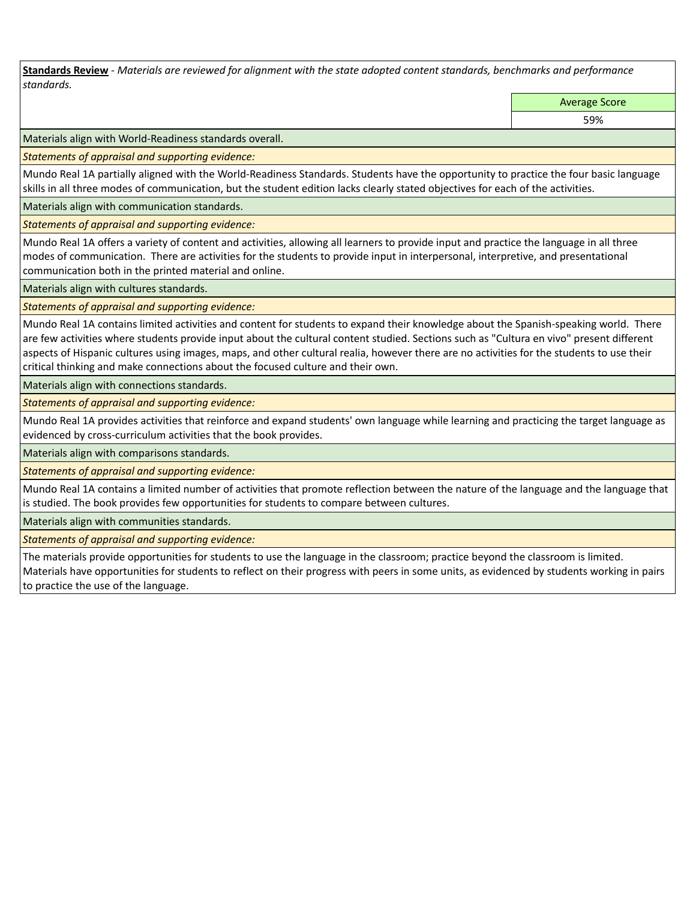**Standards Review** - *Materials are reviewed for alignment with the state adopted content standards, benchmarks and performance standards.*

| | Average Score |
|---|---|
| | 59% |

Materials align with World-Readiness standards overall.

*Statements of appraisal and supporting evidence:*

Mundo Real 1A partially aligned with the World-Readiness Standards. Students have the opportunity to practice the four basic language skills in all three modes of communication, but the student edition lacks clearly stated objectives for each of the activities.

Materials align with communication standards.

*Statements of appraisal and supporting evidence:*

Mundo Real 1A offers a variety of content and activities, allowing all learners to provide input and practice the language in all three modes of communication. There are activities for the students to provide input in interpersonal, interpretive, and presentational communication both in the printed material and online.

Materials align with cultures standards.

*Statements of appraisal and supporting evidence:*

Mundo Real 1A contains limited activities and content for students to expand their knowledge about the Spanish-speaking world. There are few activities where students provide input about the cultural content studied. Sections such as "Cultura en vivo" present different aspects of Hispanic cultures using images, maps, and other cultural realia, however there are no activities for the students to use their critical thinking and make connections about the focused culture and their own.

Materials align with connections standards.

*Statements of appraisal and supporting evidence:*

Mundo Real 1A provides activities that reinforce and expand students' own language while learning and practicing the target language as evidenced by cross-curriculum activities that the book provides.

Materials align with comparisons standards.

*Statements of appraisal and supporting evidence:*

Mundo Real 1A contains a limited number of activities that promote reflection between the nature of the language and the language that is studied. The book provides few opportunities for students to compare between cultures.

Materials align with communities standards.

*Statements of appraisal and supporting evidence:*

The materials provide opportunities for students to use the language in the classroom; practice beyond the classroom is limited. Materials have opportunities for students to reflect on their progress with peers in some units, as evidenced by students working in pairs to practice the use of the language.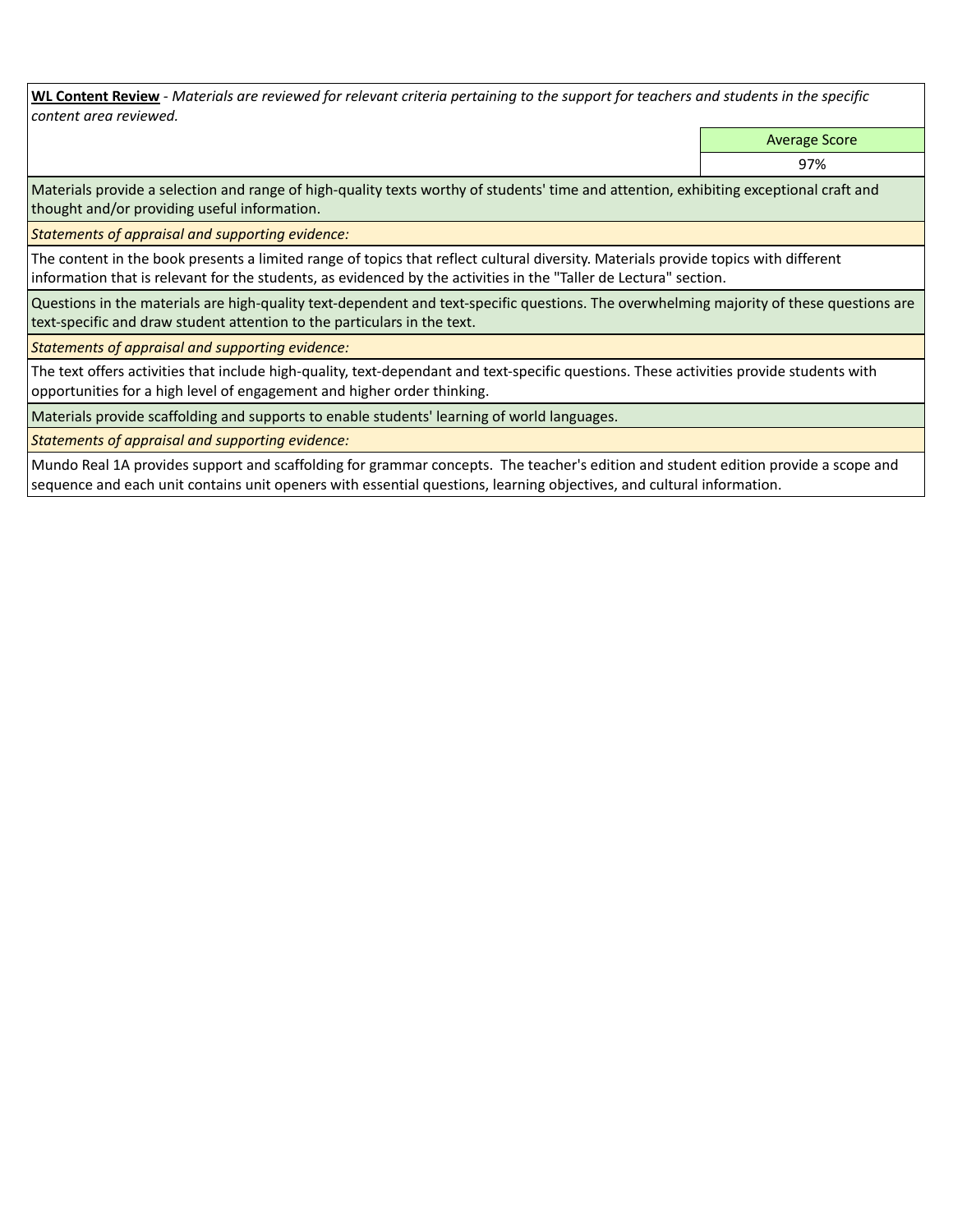**WL Content Review** - *Materials are reviewed for relevant criteria pertaining to the support for teachers and students in the specific content area reviewed.*

| | Average Score |
|---|---|
| | 97% |

Materials provide a selection and range of high-quality texts worthy of students' time and attention, exhibiting exceptional craft and thought and/or providing useful information.

*Statements of appraisal and supporting evidence:*

The content in the book presents a limited range of topics that reflect cultural diversity. Materials provide topics with different information that is relevant for the students, as evidenced by the activities in the "Taller de Lectura" section.

Questions in the materials are high-quality text-dependent and text-specific questions. The overwhelming majority of these questions are text-specific and draw student attention to the particulars in the text.

*Statements of appraisal and supporting evidence:*

The text offers activities that include high-quality, text-dependant and text-specific questions. These activities provide students with opportunities for a high level of engagement and higher order thinking.

Materials provide scaffolding and supports to enable students' learning of world languages.

*Statements of appraisal and supporting evidence:*

Mundo Real 1A provides support and scaffolding for grammar concepts. The teacher's edition and student edition provide a scope and sequence and each unit contains unit openers with essential questions, learning objectives, and cultural information.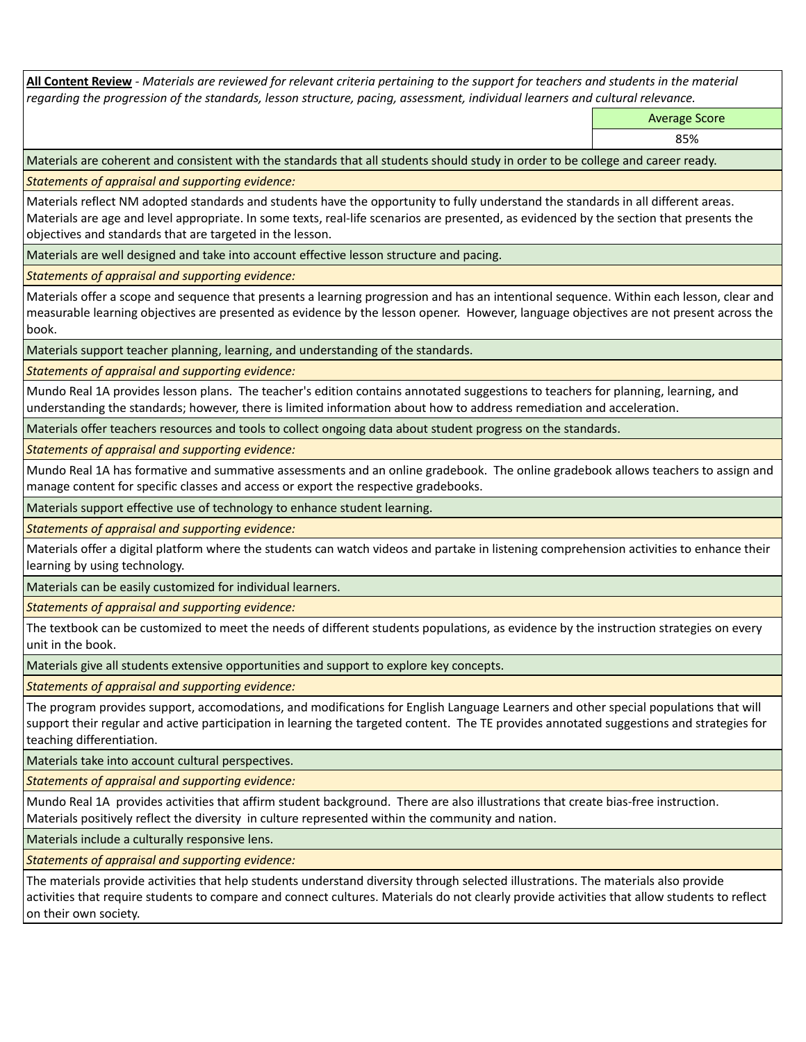**All Content Review** - *Materials are reviewed for relevant criteria pertaining to the support for teachers and students in the material regarding the progression of the standards, lesson structure, pacing, assessment, individual learners and cultural relevance.*

| Average Score |
| --- |
| 85% |

Materials are coherent and consistent with the standards that all students should study in order to be college and career ready.

*Statements of appraisal and supporting evidence:*

Materials reflect NM adopted standards and students have the opportunity to fully understand the standards in all different areas. Materials are age and level appropriate. In some texts, real-life scenarios are presented, as evidenced by the section that presents the objectives and standards that are targeted in the lesson.

Materials are well designed and take into account effective lesson structure and pacing.

*Statements of appraisal and supporting evidence:*

Materials offer a scope and sequence that presents a learning progression and has an intentional sequence. Within each lesson, clear and measurable learning objectives are presented as evidence by the lesson opener. However, language objectives are not present across the book.

Materials support teacher planning, learning, and understanding of the standards.

*Statements of appraisal and supporting evidence:*

Mundo Real 1A provides lesson plans. The teacher's edition contains annotated suggestions to teachers for planning, learning, and understanding the standards; however, there is limited information about how to address remediation and acceleration.

Materials offer teachers resources and tools to collect ongoing data about student progress on the standards.

*Statements of appraisal and supporting evidence:*

Mundo Real 1A has formative and summative assessments and an online gradebook. The online gradebook allows teachers to assign and manage content for specific classes and access or export the respective gradebooks.

Materials support effective use of technology to enhance student learning.

*Statements of appraisal and supporting evidence:*

Materials offer a digital platform where the students can watch videos and partake in listening comprehension activities to enhance their learning by using technology.

Materials can be easily customized for individual learners.

*Statements of appraisal and supporting evidence:*

The textbook can be customized to meet the needs of different students populations, as evidence by the instruction strategies on every unit in the book.

Materials give all students extensive opportunities and support to explore key concepts.

*Statements of appraisal and supporting evidence:*

The program provides support, accomodations, and modifications for English Language Learners and other special populations that will support their regular and active participation in learning the targeted content. The TE provides annotated suggestions and strategies for teaching differentiation.

Materials take into account cultural perspectives.

*Statements of appraisal and supporting evidence:*

Mundo Real 1A provides activities that affirm student background. There are also illustrations that create bias-free instruction. Materials positively reflect the diversity in culture represented within the community and nation.

Materials include a culturally responsive lens.

*Statements of appraisal and supporting evidence:*

The materials provide activities that help students understand diversity through selected illustrations. The materials also provide activities that require students to compare and connect cultures. Materials do not clearly provide activities that allow students to reflect on their own society.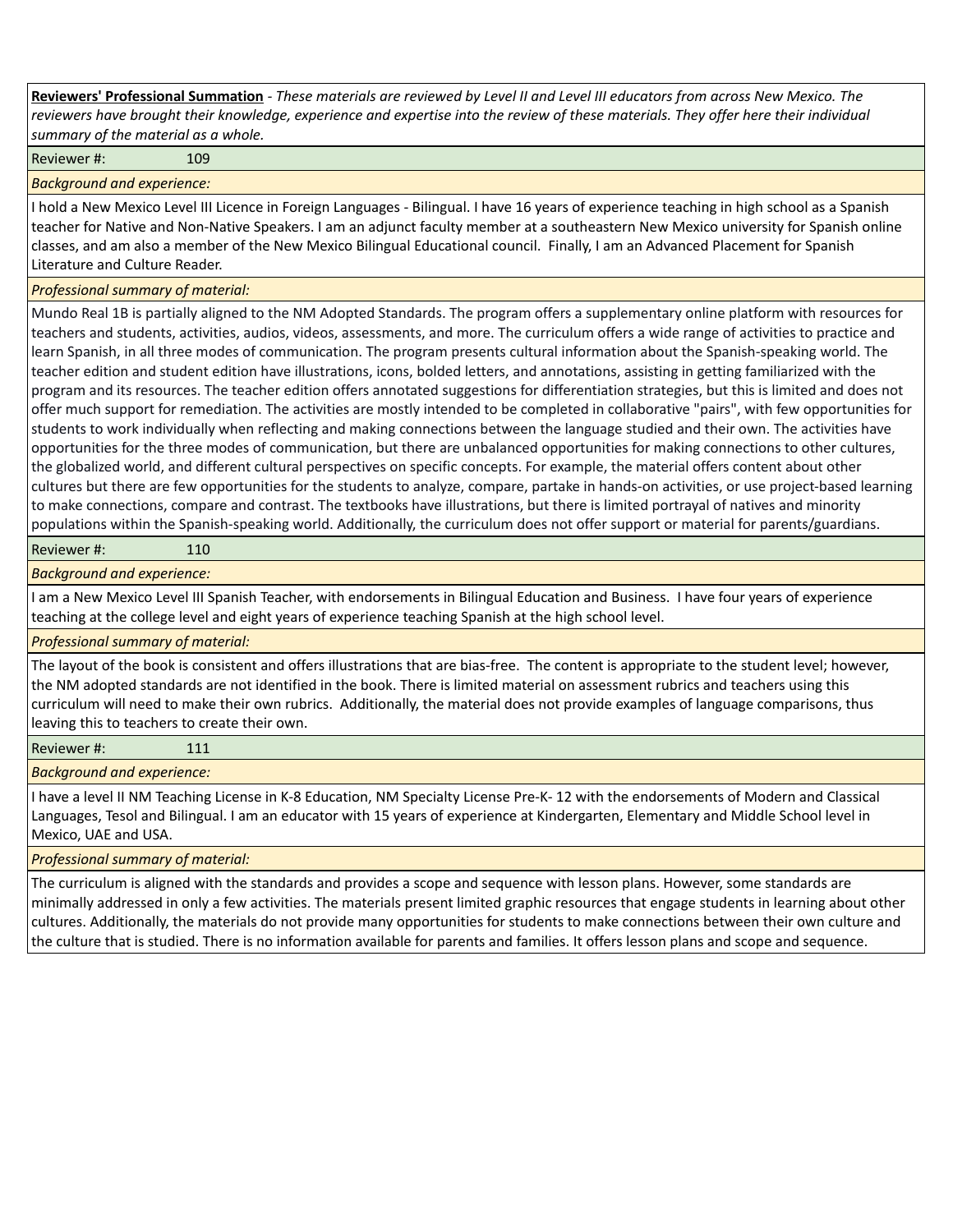**Reviewers' Professional Summation** - *These materials are reviewed by Level II and Level III educators from across New Mexico. The reviewers have brought their knowledge, experience and expertise into the review of these materials. They offer here their individual summary of the material as a whole.*

Reviewer #: 109

*Background and experience:*

I hold a New Mexico Level III Licence in Foreign Languages - Bilingual. I have 16 years of experience teaching in high school as a Spanish teacher for Native and Non-Native Speakers. I am an adjunct faculty member at a southeastern New Mexico university for Spanish online classes, and am also a member of the New Mexico Bilingual Educational council. Finally, I am an Advanced Placement for Spanish Literature and Culture Reader.

*Professional summary of material:*

Mundo Real 1B is partially aligned to the NM Adopted Standards. The program offers a supplementary online platform with resources for teachers and students, activities, audios, videos, assessments, and more. The curriculum offers a wide range of activities to practice and learn Spanish, in all three modes of communication. The program presents cultural information about the Spanish-speaking world. The teacher edition and student edition have illustrations, icons, bolded letters, and annotations, assisting in getting familiarized with the program and its resources. The teacher edition offers annotated suggestions for differentiation strategies, but this is limited and does not offer much support for remediation. The activities are mostly intended to be completed in collaborative "pairs", with few opportunities for students to work individually when reflecting and making connections between the language studied and their own. The activities have opportunities for the three modes of communication, but there are unbalanced opportunities for making connections to other cultures, the globalized world, and different cultural perspectives on specific concepts. For example, the material offers content about other cultures but there are few opportunities for the students to analyze, compare, partake in hands-on activities, or use project-based learning to make connections, compare and contrast. The textbooks have illustrations, but there is limited portrayal of natives and minority populations within the Spanish-speaking world. Additionally, the curriculum does not offer support or material for parents/guardians.

Reviewer #: 110

*Background and experience:*

I am a New Mexico Level III Spanish Teacher, with endorsements in Bilingual Education and Business. I have four years of experience teaching at the college level and eight years of experience teaching Spanish at the high school level.

*Professional summary of material:*

The layout of the book is consistent and offers illustrations that are bias-free. The content is appropriate to the student level; however, the NM adopted standards are not identified in the book. There is limited material on assessment rubrics and teachers using this curriculum will need to make their own rubrics. Additionally, the material does not provide examples of language comparisons, thus leaving this to teachers to create their own.

Reviewer #: 111

*Background and experience:*

I have a level II NM Teaching License in K-8 Education, NM Specialty License Pre-K- 12 with the endorsements of Modern and Classical Languages, Tesol and Bilingual. I am an educator with 15 years of experience at Kindergarten, Elementary and Middle School level in Mexico, UAE and USA.

*Professional summary of material:*

The curriculum is aligned with the standards and provides a scope and sequence with lesson plans. However, some standards are minimally addressed in only a few activities. The materials present limited graphic resources that engage students in learning about other cultures. Additionally, the materials do not provide many opportunities for students to make connections between their own culture and the culture that is studied. There is no information available for parents and families. It offers lesson plans and scope and sequence.